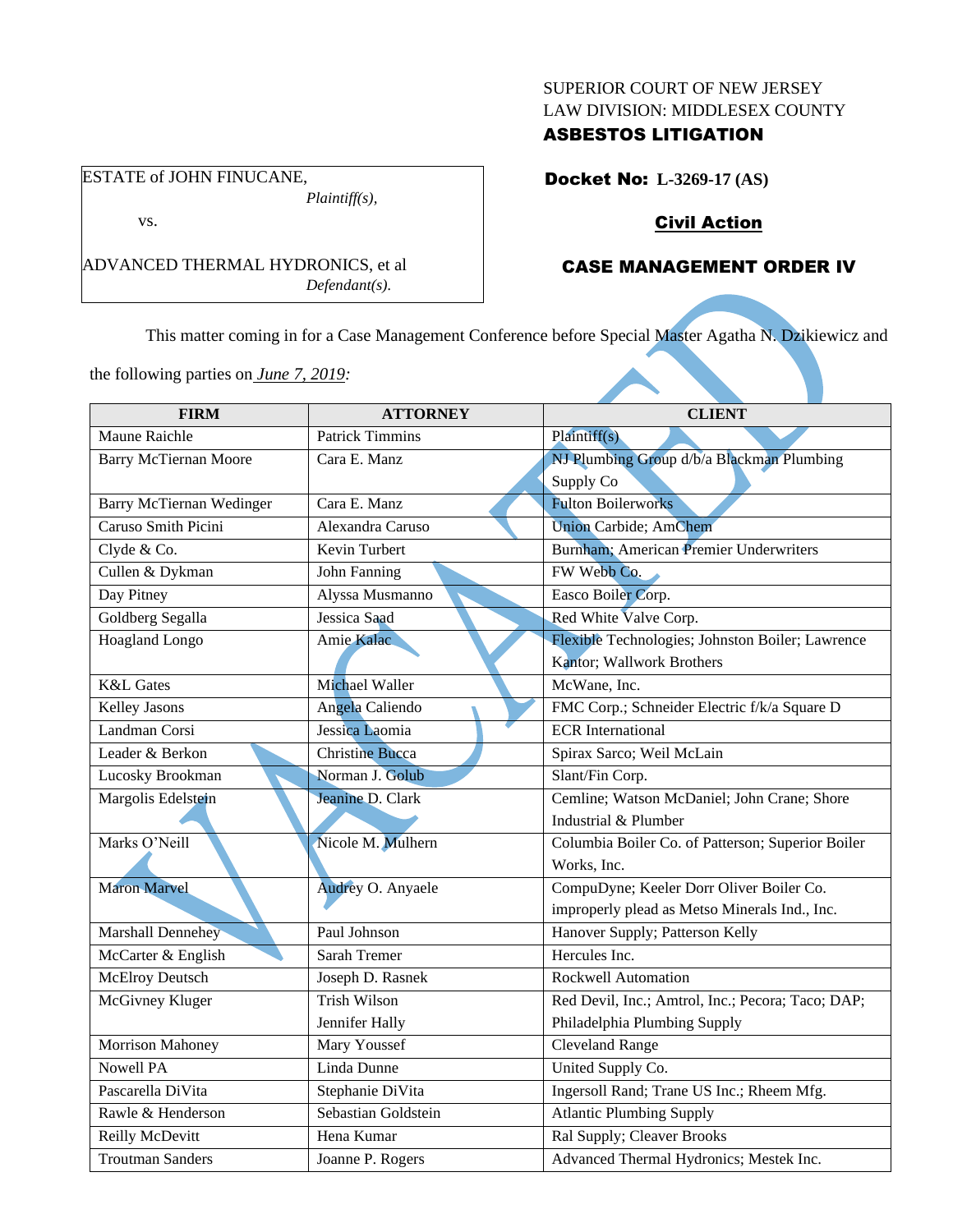SUPERIOR COURT OF NEW JERSEY
LAW DIVISION: MIDDLESEX COUNTY
**ASBESTOS LITIGATION**

ESTATE of JOHN FINUCANE,
*Plaintiff(s),*

vs.

ADVANCED THERMAL HYDRONICS, et al
*Defendant(s).*

**Docket No: L-3269-17 (AS)**

**Civil Action**

**CASE MANAGEMENT ORDER IV**

VACATED

This matter coming in for a Case Management Conference before Special Master Agatha N. Dzikiewicz and the following parties on *June 7, 2019*:

| FIRM | ATTORNEY | CLIENT |
|---|---|---|
| Maune Raichle | Patrick Timmins | Plaintiff(s) |
| Barry McTiernan Moore | Cara E. Manz | NJ Plumbing Group d/b/a Blackman Plumbing Supply Co |
| Barry McTiernan Wedinger | Cara E. Manz | Fulton Boilerworks |
| Caruso Smith Picini | Alexandra Caruso | Union Carbide; AmChem |
| Clyde & Co. | Kevin Turbert | Burnham; American Premier Underwriters |
| Cullen & Dykman | John Fanning | FW Webb Co. |
| Day Pitney | Alyssa Musmanno | Easco Boiler Corp. |
| Goldberg Segalla | Jessica Saad | Red White Valve Corp. |
| Hoagland Longo | Amie Kalac | Flexible Technologies; Johnston Boiler; Lawrence Kantor; Wallwork Brothers |
| K&L Gates | Michael Waller | McWane, Inc. |
| Kelley Jasons | Angela Caliendo | FMC Corp.; Schneider Electric f/k/a Square D |
| Landman Corsi | Jessica Laomia | ECR International |
| Leader & Berkon | Christine Bucca | Spirax Sarco; Weil McLain |
| Lucosky Brookman | Norman J. Golub | Slant/Fin Corp. |
| Margolis Edelstein | Jeanine D. Clark | Cemline; Watson McDaniel; John Crane; Shore Industrial & Plumber |
| Marks O'Neill | Nicole M. Mulhern | Columbia Boiler Co. of Patterson; Superior Boiler Works, Inc. |
| Maron Marvel | Audrey O. Anyaele | CompuDyne; Keeler Dorr Oliver Boiler Co. improperly plead as Metso Minerals Ind., Inc. |
| Marshall Dennehey | Paul Johnson | Hanover Supply; Patterson Kelly |
| McCarter & English | Sarah Tremer | Hercules Inc. |
| McElroy Deutsch | Joseph D. Rasnek | Rockwell Automation |
| McGivney Kluger | Trish Wilson<br>Jennifer Hally | Red Devil, Inc.; Amtrol, Inc.; Pecora; Taco; DAP; Philadelphia Plumbing Supply |
| Morrison Mahoney | Mary Youssef | Cleveland Range |
| Nowell PA | Linda Dunne | United Supply Co. |
| Pascarella DiVita | Stephanie DiVita | Ingersoll Rand; Trane US Inc.; Rheem Mfg. |
| Rawle & Henderson | Sebastian Goldstein | Atlantic Plumbing Supply |
| Reilly McDevitt | Hena Kumar | Ral Supply; Cleaver Brooks |
| Troutman Sanders | Joanne P. Rogers | Advanced Thermal Hydronics; Mestek Inc. |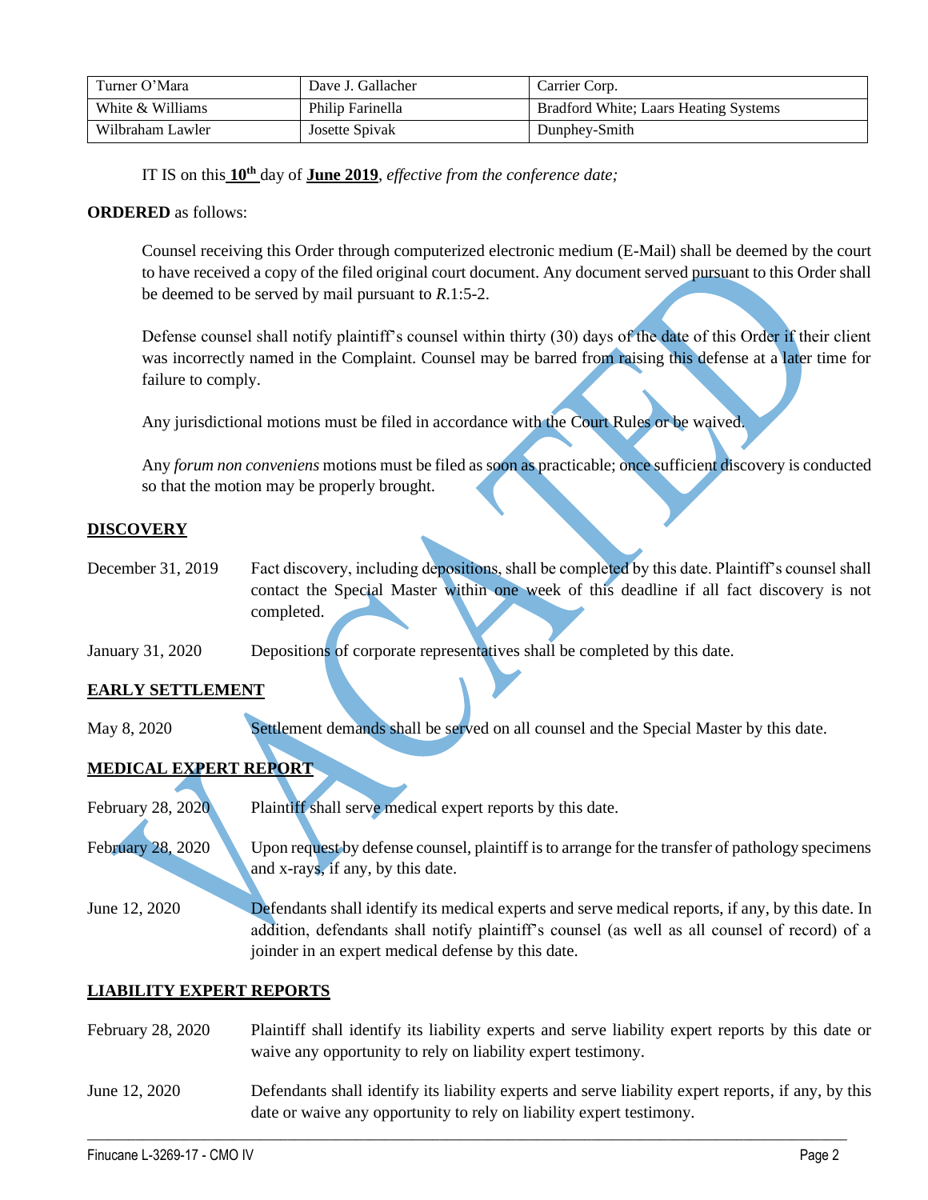| | | |
|---|---|---|
| Turner O'Mara | Dave J. Gallacher | Carrier Corp. |
| White & Williams | Philip Farinella | Bradford White; Laars Heating Systems |
| Wilbraham Lawler | Josette Spivak | Dunphey-Smith |

IT IS on this **10th** day of **June 2019**, *effective from the conference date;*

**ORDERED** as follows:

Counsel receiving this Order through computerized electronic medium (E-Mail) shall be deemed by the court to have received a copy of the filed original court document. Any document served pursuant to this Order shall be deemed to be served by mail pursuant to *R*.1:5-2.

Defense counsel shall notify plaintiff's counsel within thirty (30) days of the date of this Order if their client was incorrectly named in the Complaint. Counsel may be barred from raising this defense at a later time for failure to comply.

Any jurisdictional motions must be filed in accordance with the Court Rules or be waived.

Any *forum non conveniens* motions must be filed as soon as practicable; once sufficient discovery is conducted so that the motion may be properly brought.

**DISCOVERY**

December 31, 2019 — Fact discovery, including depositions, shall be completed by this date. Plaintiff's counsel shall contact the Special Master within one week of this deadline if all fact discovery is not completed.

January 31, 2020 — Depositions of corporate representatives shall be completed by this date.

**EARLY SETTLEMENT**

May 8, 2020 — Settlement demands shall be served on all counsel and the Special Master by this date.

**MEDICAL EXPERT REPORT**

February 28, 2020 — Plaintiff shall serve medical expert reports by this date.

February 28, 2020 — Upon request by defense counsel, plaintiff is to arrange for the transfer of pathology specimens and x-rays, if any, by this date.

June 12, 2020 — Defendants shall identify its medical experts and serve medical reports, if any, by this date. In addition, defendants shall notify plaintiff's counsel (as well as all counsel of record) of a joinder in an expert medical defense by this date.

**LIABILITY EXPERT REPORTS**

February 28, 2020 — Plaintiff shall identify its liability experts and serve liability expert reports by this date or waive any opportunity to rely on liability expert testimony.

June 12, 2020 — Defendants shall identify its liability experts and serve liability expert reports, if any, by this date or waive any opportunity to rely on liability expert testimony.

VACATED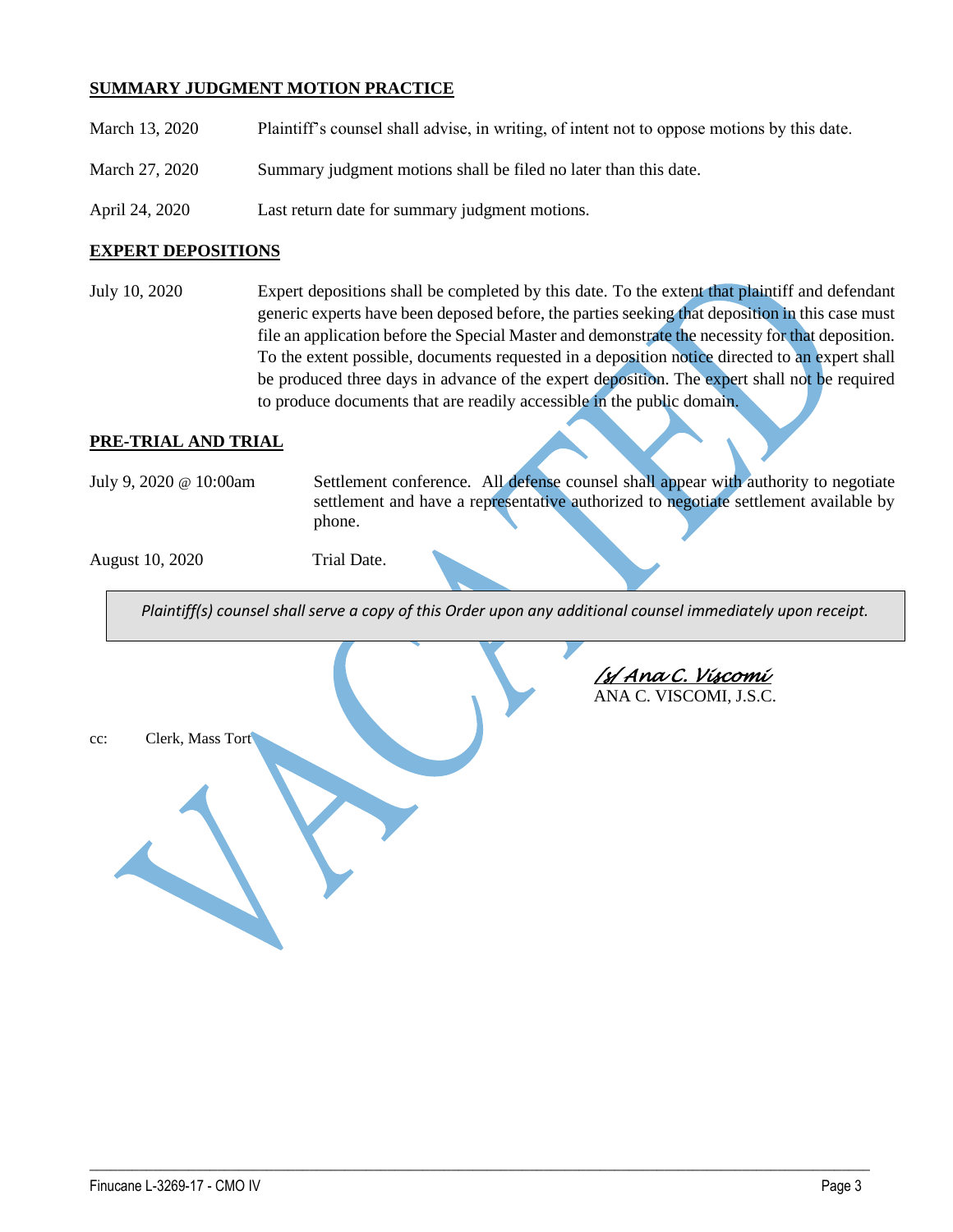**SUMMARY JUDGMENT MOTION PRACTICE**

| | |
|---|---|
| March 13, 2020 | Plaintiff's counsel shall advise, in writing, of intent not to oppose motions by this date. |
| March 27, 2020 | Summary judgment motions shall be filed no later than this date. |
| April 24, 2020 | Last return date for summary judgment motions. |

**EXPERT DEPOSITIONS**

| | |
|---|---|
| July 10, 2020 | Expert depositions shall be completed by this date. To the extent that plaintiff and defendant generic experts have been deposed before, the parties seeking that deposition in this case must file an application before the Special Master and demonstrate the necessity for that deposition. To the extent possible, documents requested in a deposition notice directed to an expert shall be produced three days in advance of the expert deposition. The expert shall not be required to produce documents that are readily accessible in the public domain. |

**PRE-TRIAL AND TRIAL**

| | |
|---|---|
| July 9, 2020 @ 10:00am | Settlement conference. All defense counsel shall appear with authority to negotiate settlement and have a representative authorized to negotiate settlement available by phone. |
| August 10, 2020 | Trial Date. |

*Plaintiff(s) counsel shall serve a copy of this Order upon any additional counsel immediately upon receipt.*

/s/ Ana C. Viscomi
ANA C. VISCOMI, J.S.C.

cc: Clerk, Mass Tort

VACATED

Finucane L-3269-17 - CMO IV